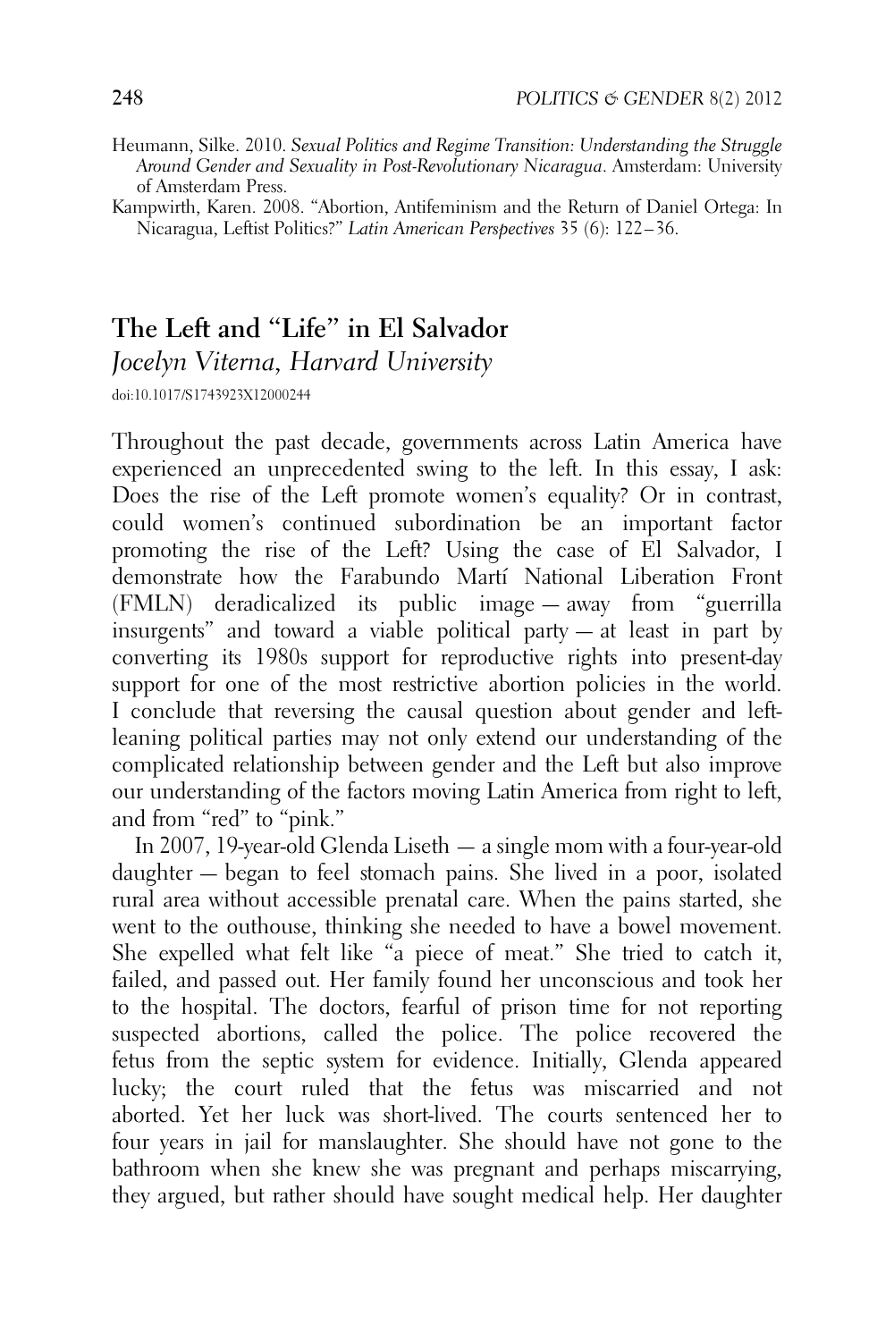Heumann, Silke. 2010. *Sexual Politics and Regime Transition: Understanding the Struggle Around Gender and Sexuality in Post-Revolutionary Nicaragua*. Amsterdam: University of Amsterdam Press.

Kampwirth, Karen. 2008. "Abortion, Antifeminism and the Return of Daniel Ortega: In Nicaragua, Leftist Politics?" *Latin American Perspectives* 35 (6): 122–36.

# The Left and "Life" in El Salvador

*Jocelyn Viterna, Harvard University*

doi:10.1017/S1743923X12000244

Throughout the past decade, governments across Latin America have experienced an unprecedented swing to the left. In this essay, I ask: Does the rise of the Left promote women's equality? Or in contrast, could women's continued subordination be an important factor promoting the rise of the Left? Using the case of El Salvador, I demonstrate how the Farabundo Martí National Liberation Front (FMLN) deradicalized its public image — away from "guerrilla insurgents" and toward a viable political party — at least in part by converting its 1980s support for reproductive rights into present-day support for one of the most restrictive abortion policies in the world. I conclude that reversing the causal question about gender and left-leaning political parties may not only extend our understanding of the complicated relationship between gender and the Left but also improve our understanding of the factors moving Latin America from right to left, and from "red" to "pink."

In 2007, 19-year-old Glenda Liseth — a single mom with a four-year-old daughter — began to feel stomach pains. She lived in a poor, isolated rural area without accessible prenatal care. When the pains started, she went to the outhouse, thinking she needed to have a bowel movement. She expelled what felt like "a piece of meat." She tried to catch it, failed, and passed out. Her family found her unconscious and took her to the hospital. The doctors, fearful of prison time for not reporting suspected abortions, called the police. The police recovered the fetus from the septic system for evidence. Initially, Glenda appeared lucky; the court ruled that the fetus was miscarried and not aborted. Yet her luck was short-lived. The courts sentenced her to four years in jail for manslaughter. She should have not gone to the bathroom when she knew she was pregnant and perhaps miscarrying, they argued, but rather should have sought medical help. Her daughter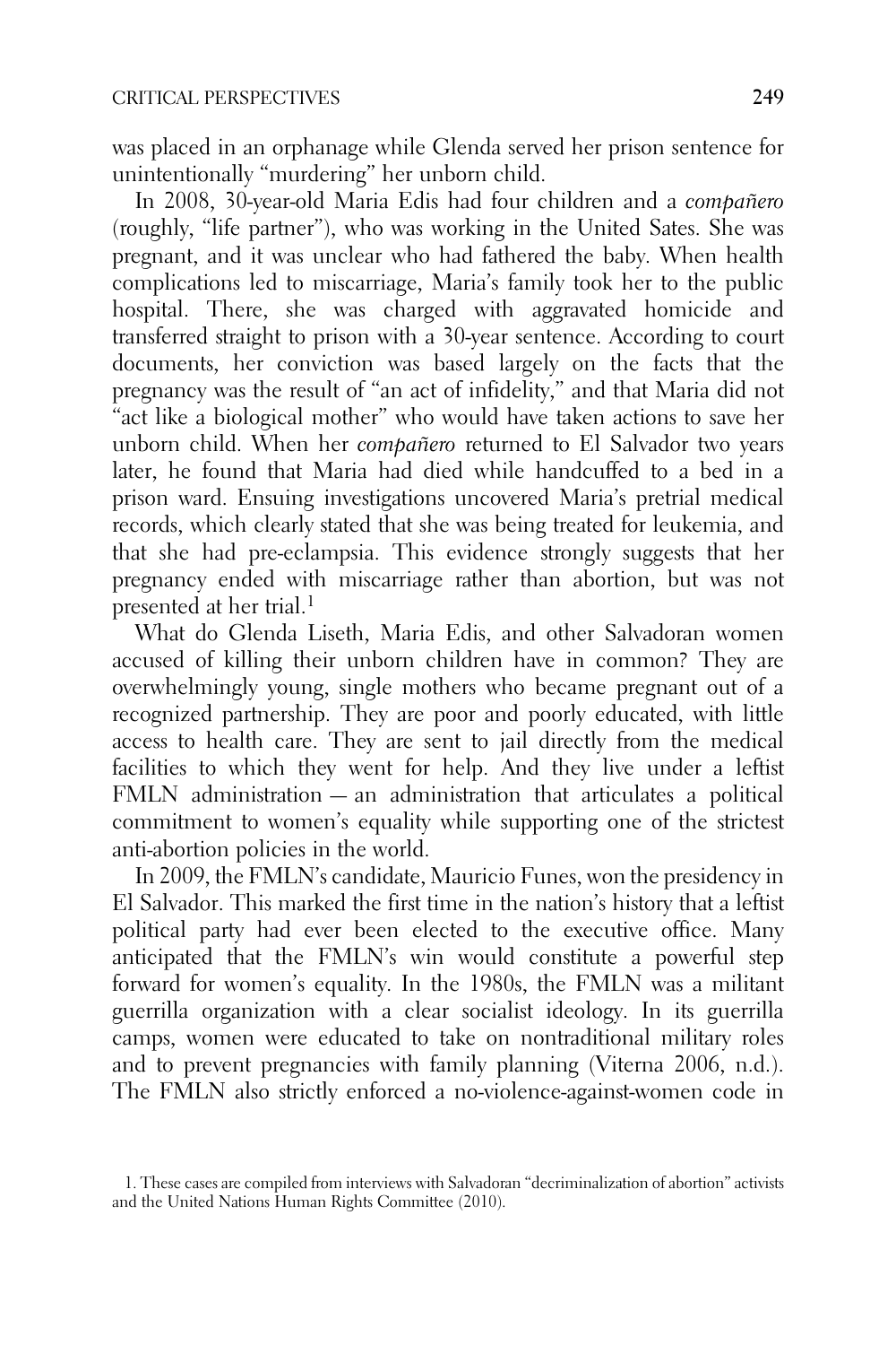was placed in an orphanage while Glenda served her prison sentence for unintentionally "murdering" her unborn child.

In 2008, 30-year-old Maria Edis had four children and a *compañero* (roughly, "life partner"), who was working in the United Sates. She was pregnant, and it was unclear who had fathered the baby. When health complications led to miscarriage, Maria's family took her to the public hospital. There, she was charged with aggravated homicide and transferred straight to prison with a 30-year sentence. According to court documents, her conviction was based largely on the facts that the pregnancy was the result of "an act of infidelity," and that Maria did not "act like a biological mother" who would have taken actions to save her unborn child. When her *compañero* returned to El Salvador two years later, he found that Maria had died while handcuffed to a bed in a prison ward. Ensuing investigations uncovered Maria's pretrial medical records, which clearly stated that she was being treated for leukemia, and that she had pre-eclampsia. This evidence strongly suggests that her pregnancy ended with miscarriage rather than abortion, but was not presented at her trial.[1]

What do Glenda Liseth, Maria Edis, and other Salvadoran women accused of killing their unborn children have in common? They are overwhelmingly young, single mothers who became pregnant out of a recognized partnership. They are poor and poorly educated, with little access to health care. They are sent to jail directly from the medical facilities to which they went for help. And they live under a leftist FMLN administration — an administration that articulates a political commitment to women's equality while supporting one of the strictest anti-abortion policies in the world.

In 2009, the FMLN's candidate, Mauricio Funes, won the presidency in El Salvador. This marked the first time in the nation's history that a leftist political party had ever been elected to the executive office. Many anticipated that the FMLN's win would constitute a powerful step forward for women's equality. In the 1980s, the FMLN was a militant guerrilla organization with a clear socialist ideology. In its guerrilla camps, women were educated to take on nontraditional military roles and to prevent pregnancies with family planning (Viterna 2006, n.d.). The FMLN also strictly enforced a no-violence-against-women code in

1. These cases are compiled from interviews with Salvadoran "decriminalization of abortion" activists and the United Nations Human Rights Committee (2010).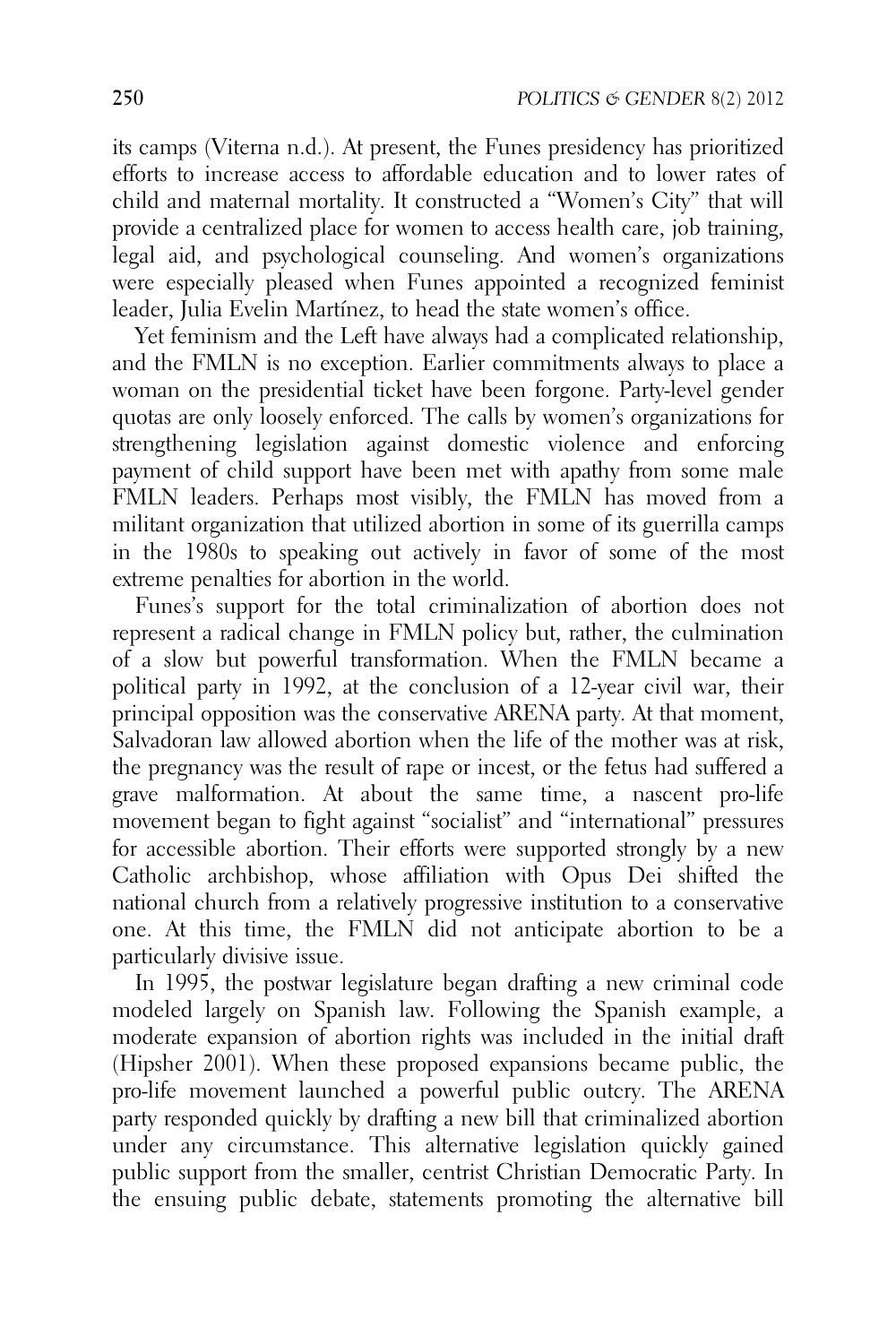its camps (Viterna n.d.). At present, the Funes presidency has prioritized efforts to increase access to affordable education and to lower rates of child and maternal mortality. It constructed a "Women's City" that will provide a centralized place for women to access health care, job training, legal aid, and psychological counseling. And women's organizations were especially pleased when Funes appointed a recognized feminist leader, Julia Evelin Martínez, to head the state women's office.

Yet feminism and the Left have always had a complicated relationship, and the FMLN is no exception. Earlier commitments always to place a woman on the presidential ticket have been forgone. Party-level gender quotas are only loosely enforced. The calls by women's organizations for strengthening legislation against domestic violence and enforcing payment of child support have been met with apathy from some male FMLN leaders. Perhaps most visibly, the FMLN has moved from a militant organization that utilized abortion in some of its guerrilla camps in the 1980s to speaking out actively in favor of some of the most extreme penalties for abortion in the world.

Funes's support for the total criminalization of abortion does not represent a radical change in FMLN policy but, rather, the culmination of a slow but powerful transformation. When the FMLN became a political party in 1992, at the conclusion of a 12-year civil war, their principal opposition was the conservative ARENA party. At that moment, Salvadoran law allowed abortion when the life of the mother was at risk, the pregnancy was the result of rape or incest, or the fetus had suffered a grave malformation. At about the same time, a nascent pro-life movement began to fight against "socialist" and "international" pressures for accessible abortion. Their efforts were supported strongly by a new Catholic archbishop, whose affiliation with Opus Dei shifted the national church from a relatively progressive institution to a conservative one. At this time, the FMLN did not anticipate abortion to be a particularly divisive issue.

In 1995, the postwar legislature began drafting a new criminal code modeled largely on Spanish law. Following the Spanish example, a moderate expansion of abortion rights was included in the initial draft (Hipsher 2001). When these proposed expansions became public, the pro-life movement launched a powerful public outcry. The ARENA party responded quickly by drafting a new bill that criminalized abortion under any circumstance. This alternative legislation quickly gained public support from the smaller, centrist Christian Democratic Party. In the ensuing public debate, statements promoting the alternative bill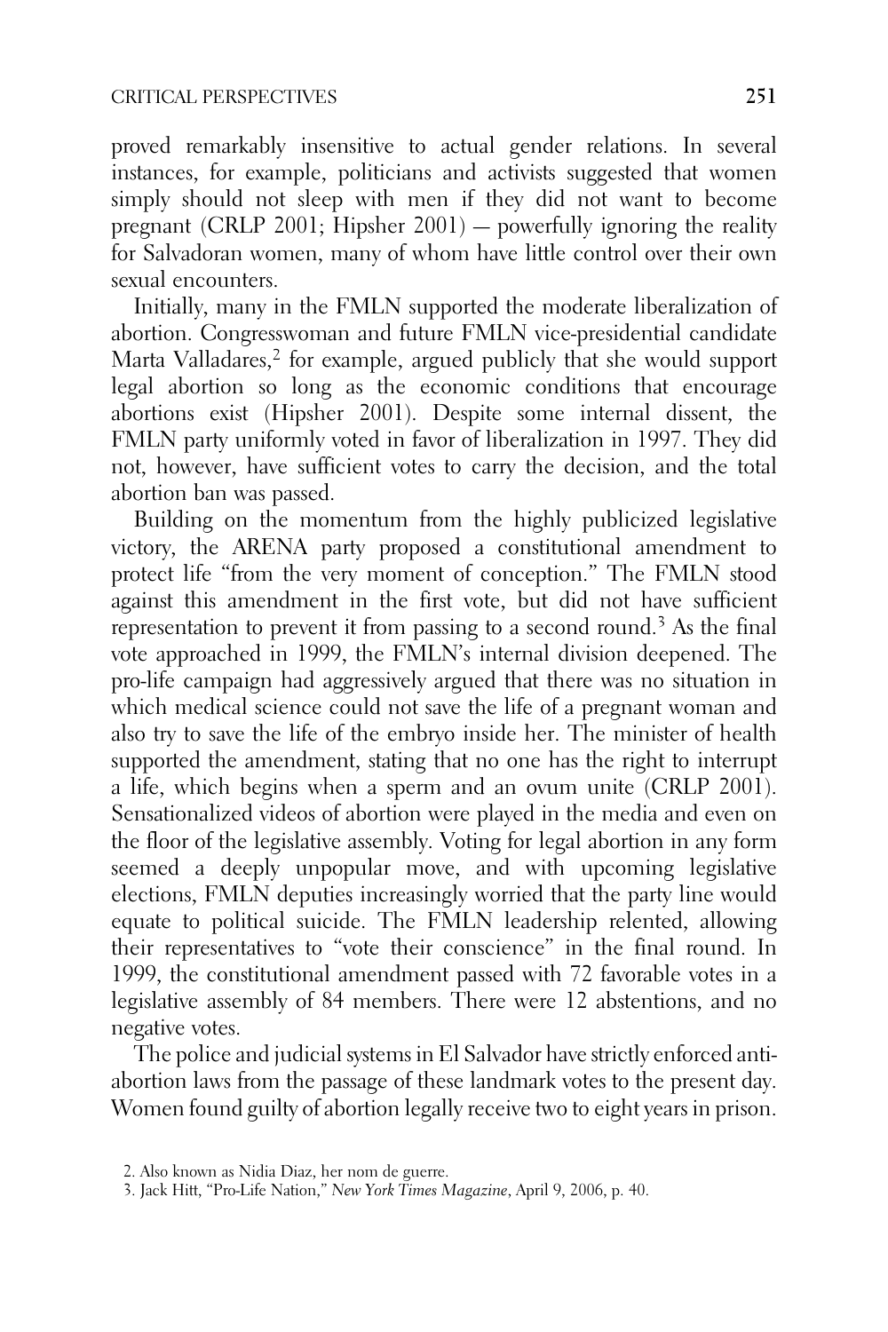proved remarkably insensitive to actual gender relations. In several instances, for example, politicians and activists suggested that women simply should not sleep with men if they did not want to become pregnant (CRLP 2001; Hipsher 2001) — powerfully ignoring the reality for Salvadoran women, many of whom have little control over their own sexual encounters.

Initially, many in the FMLN supported the moderate liberalization of abortion. Congresswoman and future FMLN vice-presidential candidate Marta Valladares,[2] for example, argued publicly that she would support legal abortion so long as the economic conditions that encourage abortions exist (Hipsher 2001). Despite some internal dissent, the FMLN party uniformly voted in favor of liberalization in 1997. They did not, however, have sufficient votes to carry the decision, and the total abortion ban was passed.

Building on the momentum from the highly publicized legislative victory, the ARENA party proposed a constitutional amendment to protect life "from the very moment of conception." The FMLN stood against this amendment in the first vote, but did not have sufficient representation to prevent it from passing to a second round.[3] As the final vote approached in 1999, the FMLN's internal division deepened. The pro-life campaign had aggressively argued that there was no situation in which medical science could not save the life of a pregnant woman and also try to save the life of the embryo inside her. The minister of health supported the amendment, stating that no one has the right to interrupt a life, which begins when a sperm and an ovum unite (CRLP 2001). Sensationalized videos of abortion were played in the media and even on the floor of the legislative assembly. Voting for legal abortion in any form seemed a deeply unpopular move, and with upcoming legislative elections, FMLN deputies increasingly worried that the party line would equate to political suicide. The FMLN leadership relented, allowing their representatives to "vote their conscience" in the final round. In 1999, the constitutional amendment passed with 72 favorable votes in a legislative assembly of 84 members. There were 12 abstentions, and no negative votes.

The police and judicial systems in El Salvador have strictly enforced anti-abortion laws from the passage of these landmark votes to the present day. Women found guilty of abortion legally receive two to eight years in prison.

2. Also known as Nidia Diaz, her nom de guerre.

3. Jack Hitt, "Pro-Life Nation," *New York Times Magazine*, April 9, 2006, p. 40.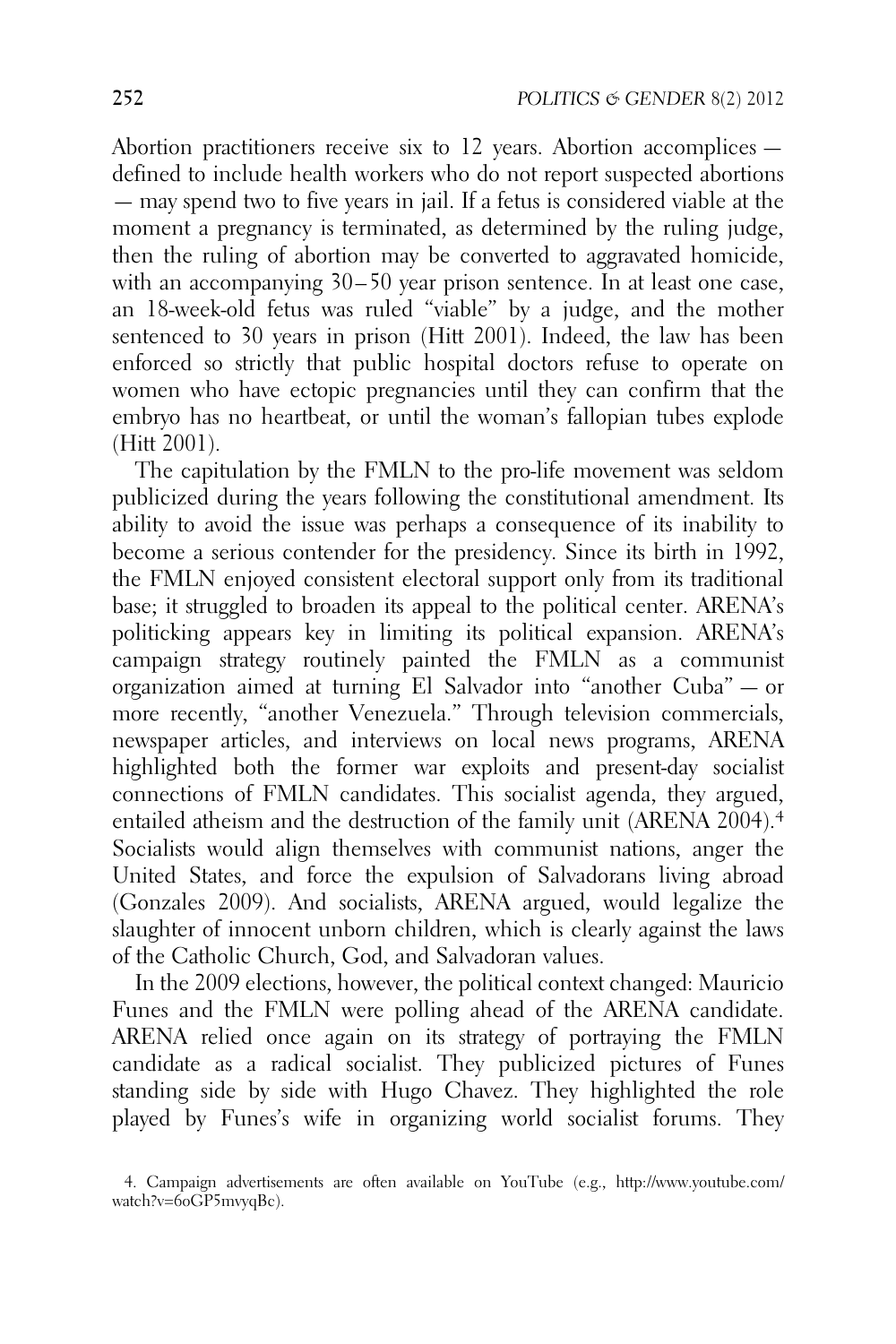Abortion practitioners receive six to 12 years. Abortion accomplices — defined to include health workers who do not report suspected abortions — may spend two to five years in jail. If a fetus is considered viable at the moment a pregnancy is terminated, as determined by the ruling judge, then the ruling of abortion may be converted to aggravated homicide, with an accompanying 30–50 year prison sentence. In at least one case, an 18-week-old fetus was ruled "viable" by a judge, and the mother sentenced to 30 years in prison (Hitt 2001). Indeed, the law has been enforced so strictly that public hospital doctors refuse to operate on women who have ectopic pregnancies until they can confirm that the embryo has no heartbeat, or until the woman's fallopian tubes explode (Hitt 2001).

The capitulation by the FMLN to the pro-life movement was seldom publicized during the years following the constitutional amendment. Its ability to avoid the issue was perhaps a consequence of its inability to become a serious contender for the presidency. Since its birth in 1992, the FMLN enjoyed consistent electoral support only from its traditional base; it struggled to broaden its appeal to the political center. ARENA's politicking appears key in limiting its political expansion. ARENA's campaign strategy routinely painted the FMLN as a communist organization aimed at turning El Salvador into "another Cuba" — or more recently, "another Venezuela." Through television commercials, newspaper articles, and interviews on local news programs, ARENA highlighted both the former war exploits and present-day socialist connections of FMLN candidates. This socialist agenda, they argued, entailed atheism and the destruction of the family unit (ARENA 2004).[4] Socialists would align themselves with communist nations, anger the United States, and force the expulsion of Salvadorans living abroad (Gonzales 2009). And socialists, ARENA argued, would legalize the slaughter of innocent unborn children, which is clearly against the laws of the Catholic Church, God, and Salvadoran values.

In the 2009 elections, however, the political context changed: Mauricio Funes and the FMLN were polling ahead of the ARENA candidate. ARENA relied once again on its strategy of portraying the FMLN candidate as a radical socialist. They publicized pictures of Funes standing side by side with Hugo Chavez. They highlighted the role played by Funes's wife in organizing world socialist forums. They

4. Campaign advertisements are often available on YouTube (e.g., http://www.youtube.com/watch?v=6oGP5mvyqBc).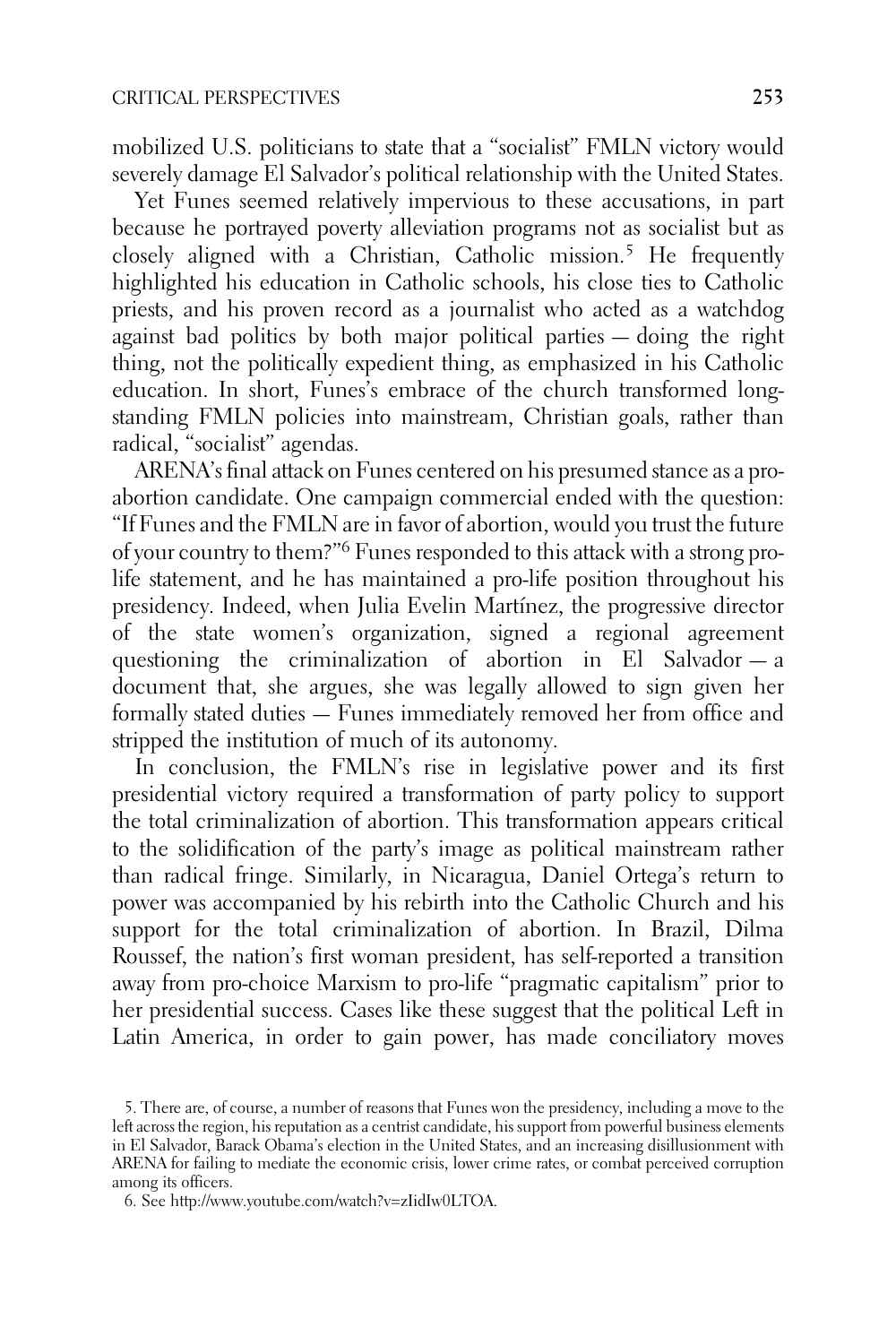mobilized U.S. politicians to state that a "socialist" FMLN victory would severely damage El Salvador's political relationship with the United States.

Yet Funes seemed relatively impervious to these accusations, in part because he portrayed poverty alleviation programs not as socialist but as closely aligned with a Christian, Catholic mission.[5] He frequently highlighted his education in Catholic schools, his close ties to Catholic priests, and his proven record as a journalist who acted as a watchdog against bad politics by both major political parties — doing the right thing, not the politically expedient thing, as emphasized in his Catholic education. In short, Funes's embrace of the church transformed long-standing FMLN policies into mainstream, Christian goals, rather than radical, "socialist" agendas.

ARENA's final attack on Funes centered on his presumed stance as a pro-abortion candidate. One campaign commercial ended with the question: "If Funes and the FMLN are in favor of abortion, would you trust the future of your country to them?"[6] Funes responded to this attack with a strong pro-life statement, and he has maintained a pro-life position throughout his presidency. Indeed, when Julia Evelin Martínez, the progressive director of the state women's organization, signed a regional agreement questioning the criminalization of abortion in El Salvador — a document that, she argues, she was legally allowed to sign given her formally stated duties — Funes immediately removed her from office and stripped the institution of much of its autonomy.

In conclusion, the FMLN's rise in legislative power and its first presidential victory required a transformation of party policy to support the total criminalization of abortion. This transformation appears critical to the solidification of the party's image as political mainstream rather than radical fringe. Similarly, in Nicaragua, Daniel Ortega's return to power was accompanied by his rebirth into the Catholic Church and his support for the total criminalization of abortion. In Brazil, Dilma Roussef, the nation's first woman president, has self-reported a transition away from pro-choice Marxism to pro-life "pragmatic capitalism" prior to her presidential success. Cases like these suggest that the political Left in Latin America, in order to gain power, has made conciliatory moves

5. There are, of course, a number of reasons that Funes won the presidency, including a move to the left across the region, his reputation as a centrist candidate, his support from powerful business elements in El Salvador, Barack Obama's election in the United States, and an increasing disillusionment with ARENA for failing to mediate the economic crisis, lower crime rates, or combat perceived corruption among its officers.

6. See http://www.youtube.com/watch?v=zIidIw0LTOA.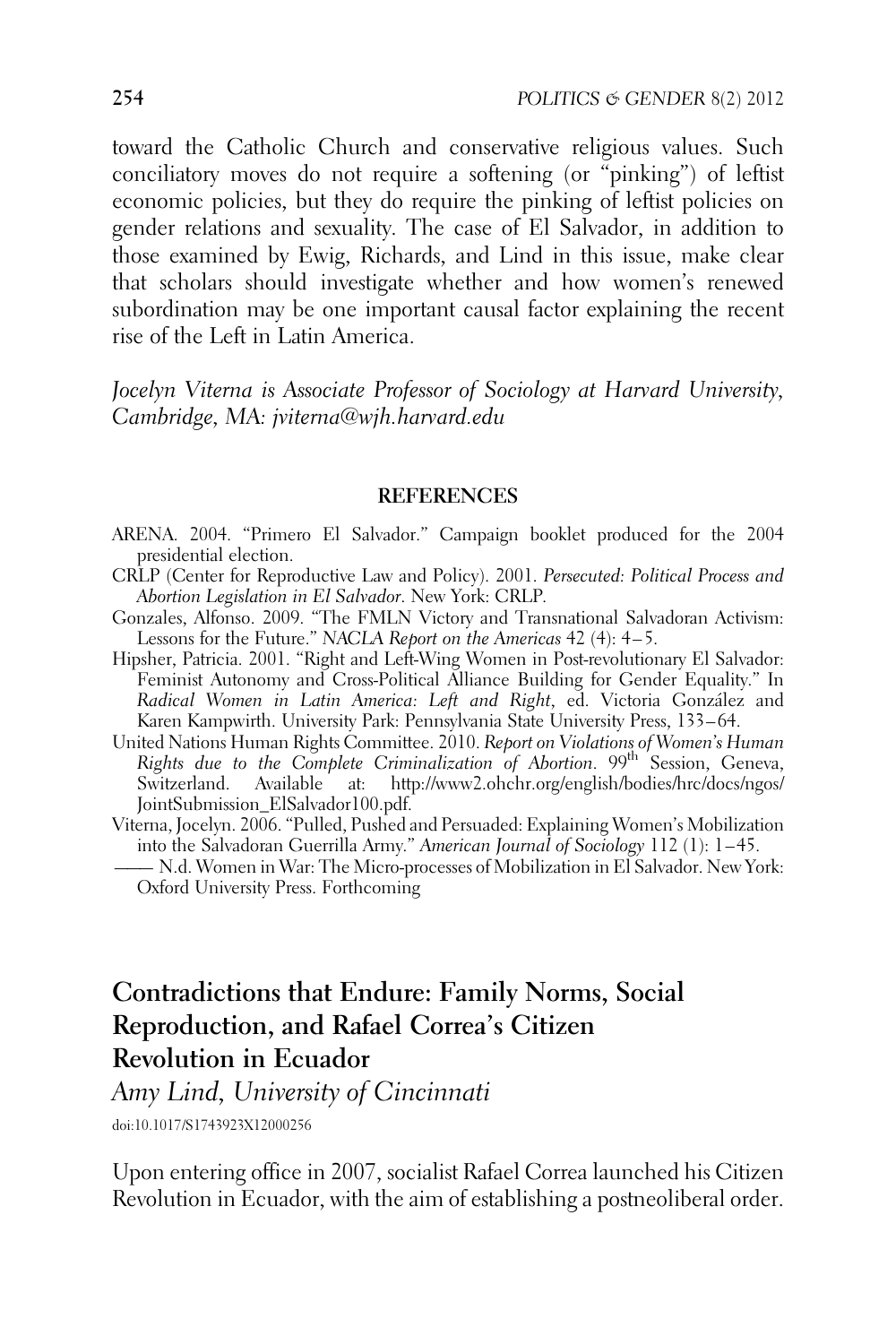toward the Catholic Church and conservative religious values. Such conciliatory moves do not require a softening (or "pinking") of leftist economic policies, but they do require the pinking of leftist policies on gender relations and sexuality. The case of El Salvador, in addition to those examined by Ewig, Richards, and Lind in this issue, make clear that scholars should investigate whether and how women's renewed subordination may be one important causal factor explaining the recent rise of the Left in Latin America.

*Jocelyn Viterna is Associate Professor of Sociology at Harvard University, Cambridge, MA: jviterna@wjh.harvard.edu*

## REFERENCES

ARENA. 2004. "Primero El Salvador." Campaign booklet produced for the 2004 presidential election.

CRLP (Center for Reproductive Law and Policy). 2001. *Persecuted: Political Process and Abortion Legislation in El Salvador*. New York: CRLP.

Gonzales, Alfonso. 2009. "The FMLN Victory and Transnational Salvadoran Activism: Lessons for the Future." *NACLA Report on the Americas* 42 (4): 4–5.

Hipsher, Patricia. 2001. "Right and Left-Wing Women in Post-revolutionary El Salvador: Feminist Autonomy and Cross-Political Alliance Building for Gender Equality." In *Radical Women in Latin America: Left and Right*, ed. Victoria González and Karen Kampwirth. University Park: Pennsylvania State University Press, 133–64.

United Nations Human Rights Committee. 2010. *Report on Violations of Women's Human Rights due to the Complete Criminalization of Abortion*. 99th Session, Geneva, Switzerland. Available at: http://www2.ohchr.org/english/bodies/hrc/docs/ngos/JointSubmission_ElSalvador100.pdf.

Viterna, Jocelyn. 2006. "Pulled, Pushed and Persuaded: Explaining Women's Mobilization into the Salvadoran Guerrilla Army." *American Journal of Sociology* 112 (1): 1–45.

——— N.d. Women in War: The Micro-processes of Mobilization in El Salvador. New York: Oxford University Press. Forthcoming

## Contradictions that Endure: Family Norms, Social Reproduction, and Rafael Correa's Citizen Revolution in Ecuador

*Amy Lind, University of Cincinnati*

doi:10.1017/S1743923X12000256

Upon entering office in 2007, socialist Rafael Correa launched his Citizen Revolution in Ecuador, with the aim of establishing a postneoliberal order.